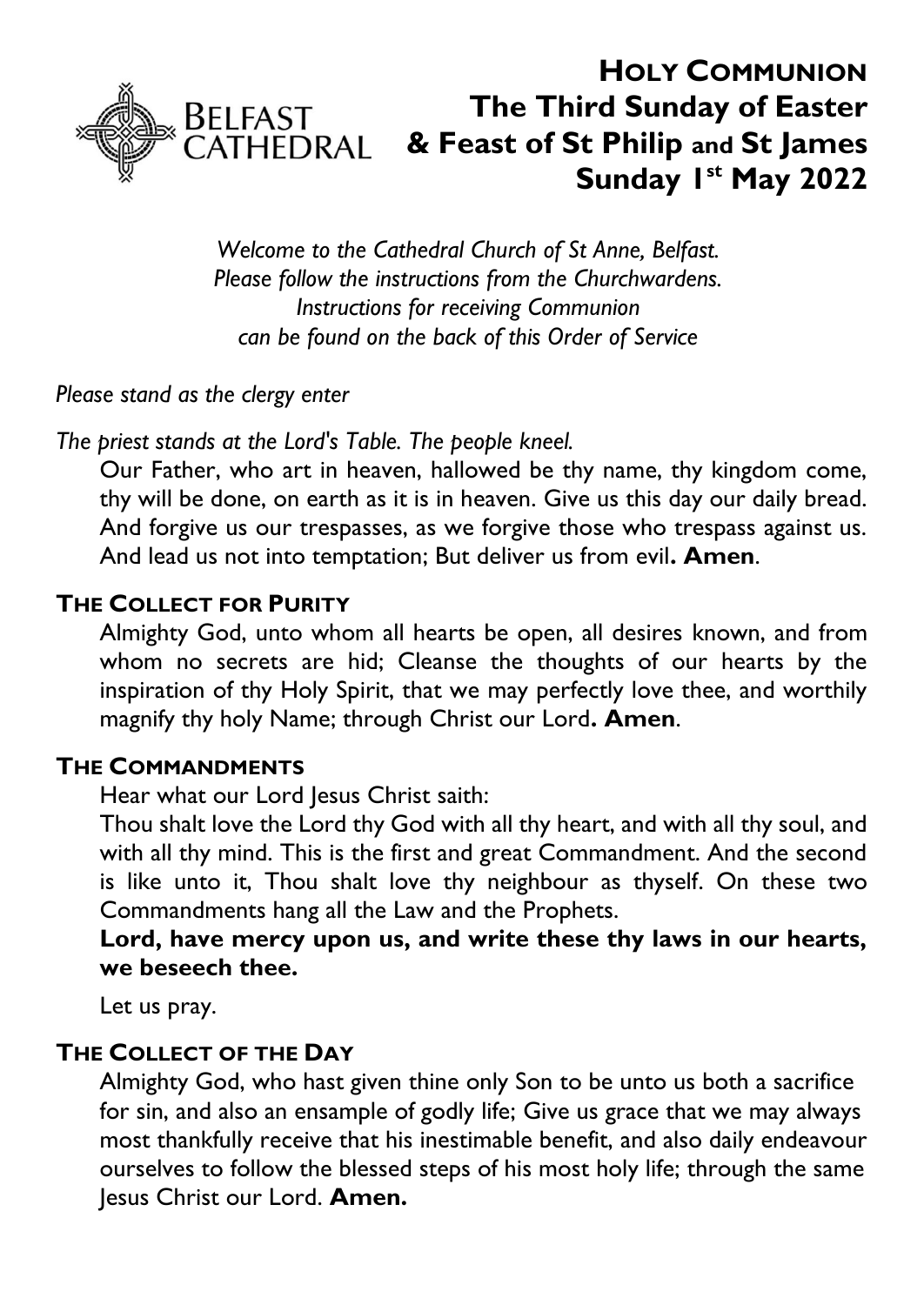# HOLY COMMUNION
# The Third Sunday of Easter & Feast of St Philip and St James
# Sunday 1st May 2022

BELFAST CATHEDRAL

*Welcome to the Cathedral Church of St Anne, Belfast.*
*Please follow the instructions from the Churchwardens.*
*Instructions for receiving Communion can be found on the back of this Order of Service*

*Please stand as the clergy enter*

*The priest stands at the Lord's Table. The people kneel.*

Our Father, who art in heaven, hallowed be thy name, thy kingdom come, thy will be done, on earth as it is in heaven. Give us this day our daily bread. And forgive us our trespasses, as we forgive those who trespass against us. And lead us not into temptation; But deliver us from evil**. Amen**.

## THE COLLECT FOR PURITY

Almighty God, unto whom all hearts be open, all desires known, and from whom no secrets are hid; Cleanse the thoughts of our hearts by the inspiration of thy Holy Spirit, that we may perfectly love thee, and worthily magnify thy holy Name; through Christ our Lord**. Amen**.

## THE COMMANDMENTS

Hear what our Lord Jesus Christ saith:

Thou shalt love the Lord thy God with all thy heart, and with all thy soul, and with all thy mind. This is the first and great Commandment. And the second is like unto it, Thou shalt love thy neighbour as thyself. On these two Commandments hang all the Law and the Prophets.

**Lord, have mercy upon us, and write these thy laws in our hearts, we beseech thee.**

Let us pray.

## THE COLLECT OF THE DAY

Almighty God, who hast given thine only Son to be unto us both a sacrifice for sin, and also an ensample of godly life; Give us grace that we may always most thankfully receive that his inestimable benefit, and also daily endeavour ourselves to follow the blessed steps of his most holy life; through the same Jesus Christ our Lord. **Amen.**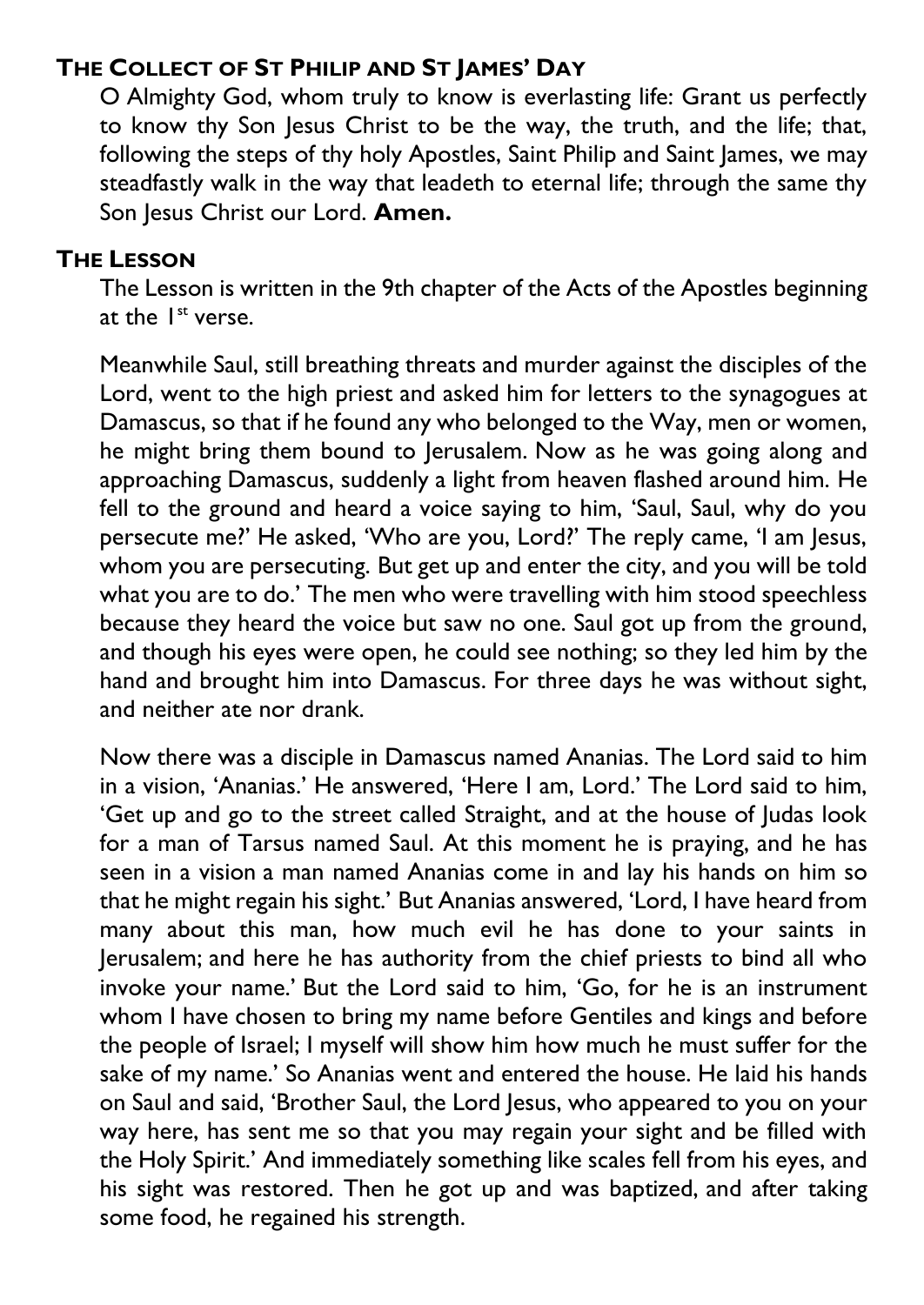## THE COLLECT OF ST PHILIP AND ST JAMES' DAY

O Almighty God, whom truly to know is everlasting life: Grant us perfectly to know thy Son Jesus Christ to be the way, the truth, and the life; that, following the steps of thy holy Apostles, Saint Philip and Saint James, we may steadfastly walk in the way that leadeth to eternal life; through the same thy Son Jesus Christ our Lord. **Amen.**

## THE LESSON

The Lesson is written in the 9th chapter of the Acts of the Apostles beginning at the 1st verse.

Meanwhile Saul, still breathing threats and murder against the disciples of the Lord, went to the high priest and asked him for letters to the synagogues at Damascus, so that if he found any who belonged to the Way, men or women, he might bring them bound to Jerusalem. Now as he was going along and approaching Damascus, suddenly a light from heaven flashed around him. He fell to the ground and heard a voice saying to him, 'Saul, Saul, why do you persecute me?' He asked, 'Who are you, Lord?' The reply came, 'I am Jesus, whom you are persecuting. But get up and enter the city, and you will be told what you are to do.' The men who were travelling with him stood speechless because they heard the voice but saw no one. Saul got up from the ground, and though his eyes were open, he could see nothing; so they led him by the hand and brought him into Damascus. For three days he was without sight, and neither ate nor drank.

Now there was a disciple in Damascus named Ananias. The Lord said to him in a vision, 'Ananias.' He answered, 'Here I am, Lord.' The Lord said to him, 'Get up and go to the street called Straight, and at the house of Judas look for a man of Tarsus named Saul. At this moment he is praying, and he has seen in a vision a man named Ananias come in and lay his hands on him so that he might regain his sight.' But Ananias answered, 'Lord, I have heard from many about this man, how much evil he has done to your saints in Jerusalem; and here he has authority from the chief priests to bind all who invoke your name.' But the Lord said to him, 'Go, for he is an instrument whom I have chosen to bring my name before Gentiles and kings and before the people of Israel; I myself will show him how much he must suffer for the sake of my name.' So Ananias went and entered the house. He laid his hands on Saul and said, 'Brother Saul, the Lord Jesus, who appeared to you on your way here, has sent me so that you may regain your sight and be filled with the Holy Spirit.' And immediately something like scales fell from his eyes, and his sight was restored. Then he got up and was baptized, and after taking some food, he regained his strength.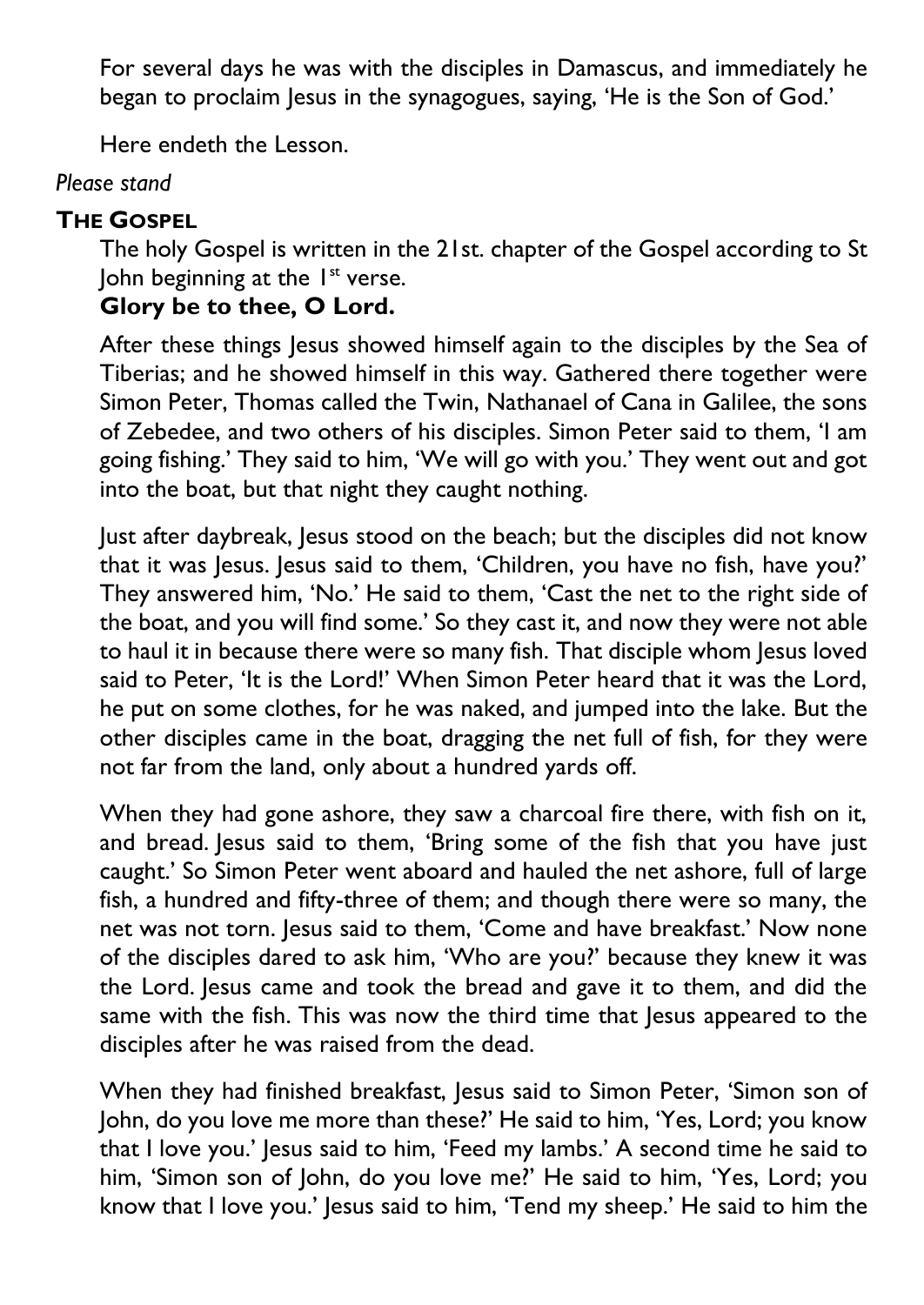For several days he was with the disciples in Damascus, and immediately he began to proclaim Jesus in the synagogues, saying, 'He is the Son of God.'

Here endeth the Lesson.

*Please stand*

**THE GOSPEL**

The holy Gospel is written in the 21st. chapter of the Gospel according to St John beginning at the 1st verse.

**Glory be to thee, O Lord.**

After these things Jesus showed himself again to the disciples by the Sea of Tiberias; and he showed himself in this way. Gathered there together were Simon Peter, Thomas called the Twin, Nathanael of Cana in Galilee, the sons of Zebedee, and two others of his disciples. Simon Peter said to them, 'I am going fishing.' They said to him, 'We will go with you.' They went out and got into the boat, but that night they caught nothing.

Just after daybreak, Jesus stood on the beach; but the disciples did not know that it was Jesus. Jesus said to them, 'Children, you have no fish, have you?' They answered him, 'No.' He said to them, 'Cast the net to the right side of the boat, and you will find some.' So they cast it, and now they were not able to haul it in because there were so many fish. That disciple whom Jesus loved said to Peter, 'It is the Lord!' When Simon Peter heard that it was the Lord, he put on some clothes, for he was naked, and jumped into the lake. But the other disciples came in the boat, dragging the net full of fish, for they were not far from the land, only about a hundred yards off.

When they had gone ashore, they saw a charcoal fire there, with fish on it, and bread. Jesus said to them, 'Bring some of the fish that you have just caught.' So Simon Peter went aboard and hauled the net ashore, full of large fish, a hundred and fifty-three of them; and though there were so many, the net was not torn. Jesus said to them, 'Come and have breakfast.' Now none of the disciples dared to ask him, 'Who are you?' because they knew it was the Lord. Jesus came and took the bread and gave it to them, and did the same with the fish. This was now the third time that Jesus appeared to the disciples after he was raised from the dead.

When they had finished breakfast, Jesus said to Simon Peter, 'Simon son of John, do you love me more than these?' He said to him, 'Yes, Lord; you know that I love you.' Jesus said to him, 'Feed my lambs.' A second time he said to him, 'Simon son of John, do you love me?' He said to him, 'Yes, Lord; you know that I love you.' Jesus said to him, 'Tend my sheep.' He said to him the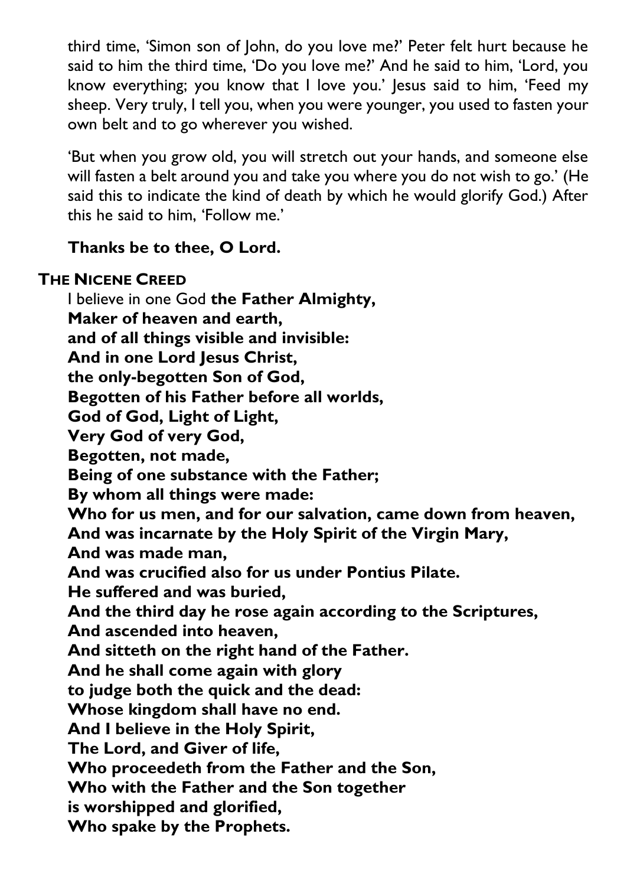third time, 'Simon son of John, do you love me?' Peter felt hurt because he said to him the third time, 'Do you love me?' And he said to him, 'Lord, you know everything; you know that I love you.' Jesus said to him, 'Feed my sheep. Very truly, I tell you, when you were younger, you used to fasten your own belt and to go wherever you wished.

'But when you grow old, you will stretch out your hands, and someone else will fasten a belt around you and take you where you do not wish to go.' (He said this to indicate the kind of death by which he would glorify God.) After this he said to him, 'Follow me.'

**Thanks be to thee, O Lord.**

## THE NICENE CREED

I believe in one God **the Father Almighty,**
**Maker of heaven and earth,**
**and of all things visible and invisible:**
**And in one Lord Jesus Christ,**
**the only-begotten Son of God,**
**Begotten of his Father before all worlds,**
**God of God, Light of Light,**
**Very God of very God,**
**Begotten, not made,**
**Being of one substance with the Father;**
**By whom all things were made:**
**Who for us men, and for our salvation, came down from heaven,**
**And was incarnate by the Holy Spirit of the Virgin Mary,**
**And was made man,**
**And was crucified also for us under Pontius Pilate.**
**He suffered and was buried,**
**And the third day he rose again according to the Scriptures,**
**And ascended into heaven,**
**And sitteth on the right hand of the Father.**
**And he shall come again with glory**
**to judge both the quick and the dead:**
**Whose kingdom shall have no end.**
**And I believe in the Holy Spirit,**
**The Lord, and Giver of life,**
**Who proceedeth from the Father and the Son,**
**Who with the Father and the Son together**
**is worshipped and glorified,**
**Who spake by the Prophets.**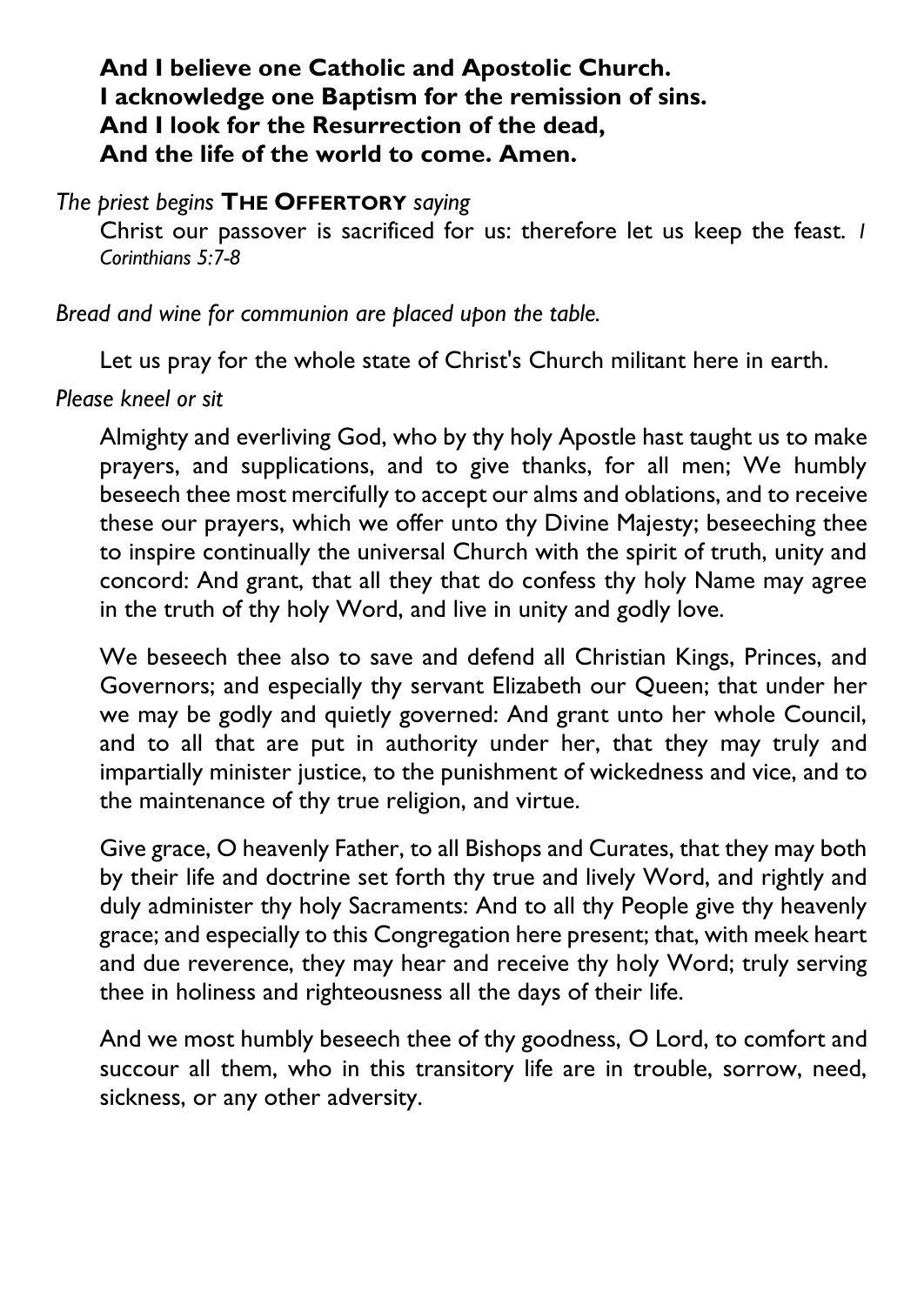**And I believe one Catholic and Apostolic Church.**
**I acknowledge one Baptism for the remission of sins.**
**And I look for the Resurrection of the dead,**
**And the life of the world to come. Amen.**

*The priest begins* **THE OFFERTORY** *saying*

Christ our passover is sacrificed for us: therefore let us keep the feast. *I Corinthians 5:7-8*

*Bread and wine for communion are placed upon the table.*

Let us pray for the whole state of Christ's Church militant here in earth.

*Please kneel or sit*

Almighty and everliving God, who by thy holy Apostle hast taught us to make prayers, and supplications, and to give thanks, for all men; We humbly beseech thee most mercifully to accept our alms and oblations, and to receive these our prayers, which we offer unto thy Divine Majesty; beseeching thee to inspire continually the universal Church with the spirit of truth, unity and concord: And grant, that all they that do confess thy holy Name may agree in the truth of thy holy Word, and live in unity and godly love.

We beseech thee also to save and defend all Christian Kings, Princes, and Governors; and especially thy servant Elizabeth our Queen; that under her we may be godly and quietly governed: And grant unto her whole Council, and to all that are put in authority under her, that they may truly and impartially minister justice, to the punishment of wickedness and vice, and to the maintenance of thy true religion, and virtue.

Give grace, O heavenly Father, to all Bishops and Curates, that they may both by their life and doctrine set forth thy true and lively Word, and rightly and duly administer thy holy Sacraments: And to all thy People give thy heavenly grace; and especially to this Congregation here present; that, with meek heart and due reverence, they may hear and receive thy holy Word; truly serving thee in holiness and righteousness all the days of their life.

And we most humbly beseech thee of thy goodness, O Lord, to comfort and succour all them, who in this transitory life are in trouble, sorrow, need, sickness, or any other adversity.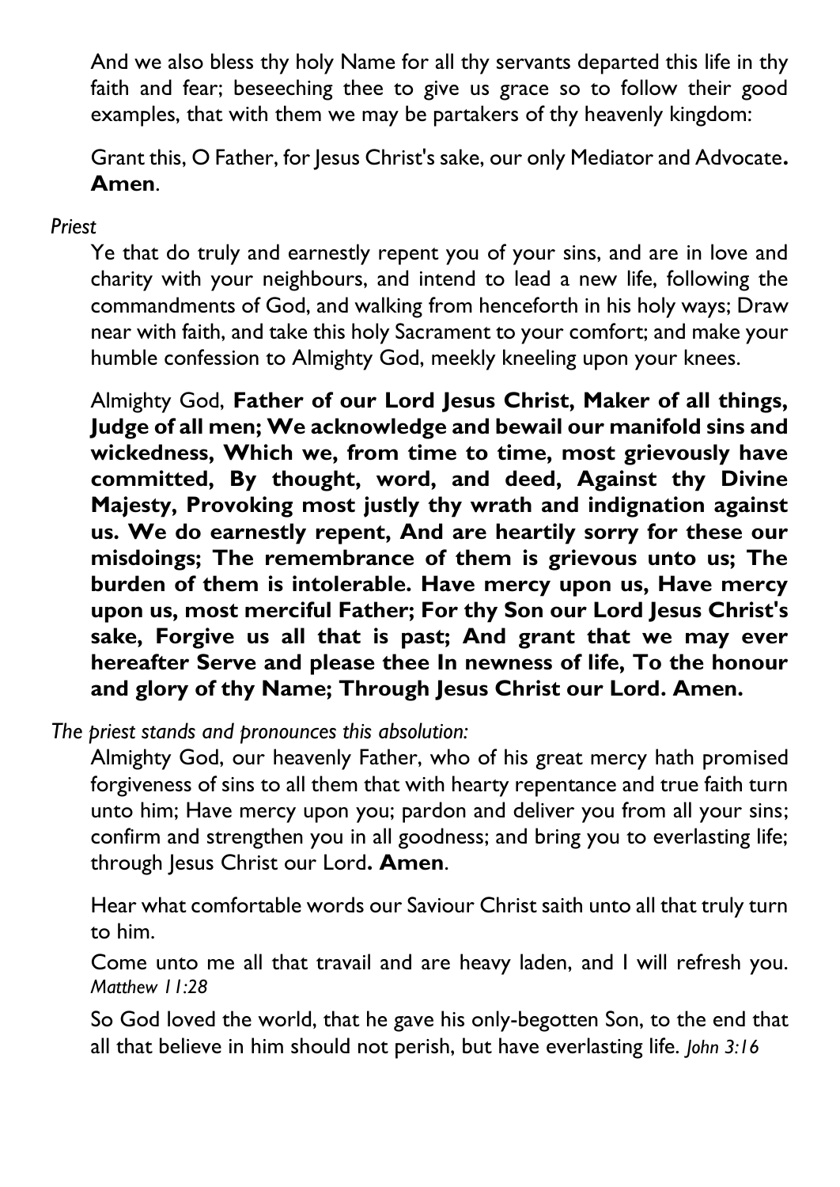And we also bless thy holy Name for all thy servants departed this life in thy faith and fear; beseeching thee to give us grace so to follow their good examples, that with them we may be partakers of thy heavenly kingdom:

Grant this, O Father, for Jesus Christ's sake, our only Mediator and Advocate**. Amen**.

*Priest*

Ye that do truly and earnestly repent you of your sins, and are in love and charity with your neighbours, and intend to lead a new life, following the commandments of God, and walking from henceforth in his holy ways; Draw near with faith, and take this holy Sacrament to your comfort; and make your humble confession to Almighty God, meekly kneeling upon your knees.

Almighty God, **Father of our Lord Jesus Christ, Maker of all things, Judge of all men; We acknowledge and bewail our manifold sins and wickedness, Which we, from time to time, most grievously have committed, By thought, word, and deed, Against thy Divine Majesty, Provoking most justly thy wrath and indignation against us. We do earnestly repent, And are heartily sorry for these our misdoings; The remembrance of them is grievous unto us; The burden of them is intolerable. Have mercy upon us, Have mercy upon us, most merciful Father; For thy Son our Lord Jesus Christ's sake, Forgive us all that is past; And grant that we may ever hereafter Serve and please thee In newness of life, To the honour and glory of thy Name; Through Jesus Christ our Lord. Amen.**

*The priest stands and pronounces this absolution:*

Almighty God, our heavenly Father, who of his great mercy hath promised forgiveness of sins to all them that with hearty repentance and true faith turn unto him; Have mercy upon you; pardon and deliver you from all your sins; confirm and strengthen you in all goodness; and bring you to everlasting life; through Jesus Christ our Lord**. Amen**.

Hear what comfortable words our Saviour Christ saith unto all that truly turn to him.

Come unto me all that travail and are heavy laden, and I will refresh you. *Matthew 11:28*

So God loved the world, that he gave his only-begotten Son, to the end that all that believe in him should not perish, but have everlasting life. *John 3:16*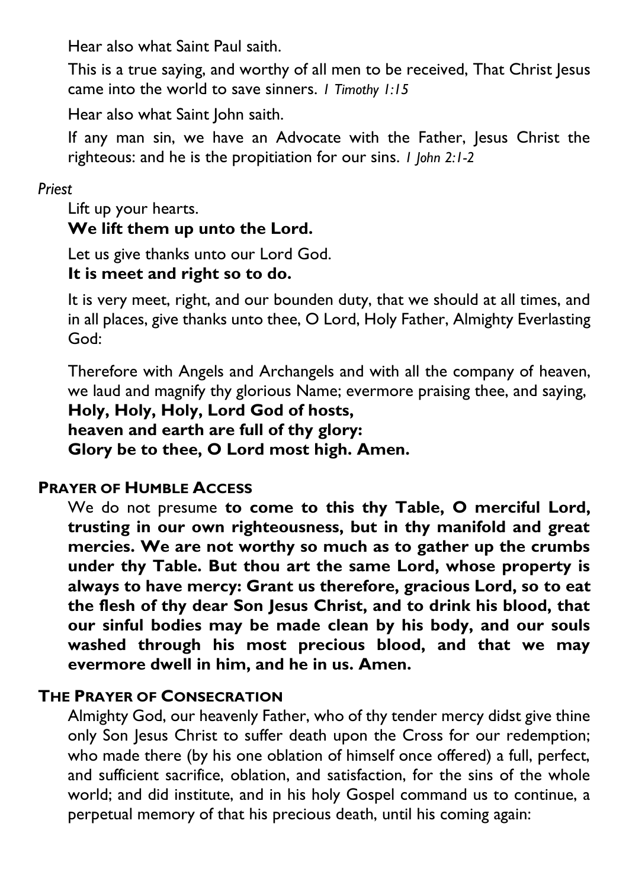Hear also what Saint Paul saith.

This is a true saying, and worthy of all men to be received, That Christ Jesus came into the world to save sinners. *1 Timothy 1:15*

Hear also what Saint John saith.

If any man sin, we have an Advocate with the Father, Jesus Christ the righteous: and he is the propitiation for our sins. *1 John 2:1-2*

*Priest*

Lift up your hearts.
**We lift them up unto the Lord.**

Let us give thanks unto our Lord God.
**It is meet and right so to do.**

It is very meet, right, and our bounden duty, that we should at all times, and in all places, give thanks unto thee, O Lord, Holy Father, Almighty Everlasting God:

Therefore with Angels and Archangels and with all the company of heaven, we laud and magnify thy glorious Name; evermore praising thee, and saying,
**Holy, Holy, Holy, Lord God of hosts,**
**heaven and earth are full of thy glory:**
**Glory be to thee, O Lord most high. Amen.**

### PRAYER OF HUMBLE ACCESS

We do not presume **to come to this thy Table, O merciful Lord, trusting in our own righteousness, but in thy manifold and great mercies. We are not worthy so much as to gather up the crumbs under thy Table. But thou art the same Lord, whose property is always to have mercy: Grant us therefore, gracious Lord, so to eat the flesh of thy dear Son Jesus Christ, and to drink his blood, that our sinful bodies may be made clean by his body, and our souls washed through his most precious blood, and that we may evermore dwell in him, and he in us. Amen.**

### THE PRAYER OF CONSECRATION

Almighty God, our heavenly Father, who of thy tender mercy didst give thine only Son Jesus Christ to suffer death upon the Cross for our redemption; who made there (by his one oblation of himself once offered) a full, perfect, and sufficient sacrifice, oblation, and satisfaction, for the sins of the whole world; and did institute, and in his holy Gospel command us to continue, a perpetual memory of that his precious death, until his coming again: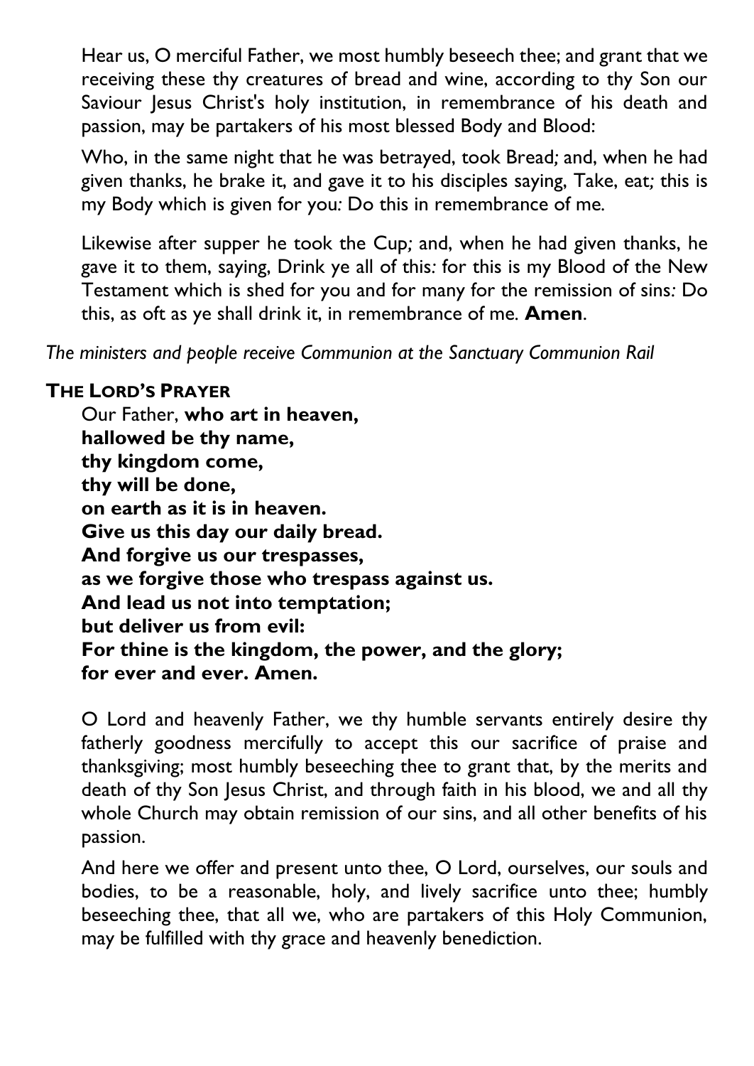Hear us, O merciful Father, we most humbly beseech thee; and grant that we receiving these thy creatures of bread and wine, according to thy Son our Saviour Jesus Christ's holy institution, in remembrance of his death and passion, may be partakers of his most blessed Body and Blood:

Who, in the same night that he was betrayed, took Bread*;* and, when he had given thanks, he brake it, and gave it to his disciples saying, Take, eat*;* this is my Body which is given for you*:* Do this in remembrance of me*.*

Likewise after supper he took the Cup*;* and, when he had given thanks, he gave it to them, saying, Drink ye all of this*:* for this is my Blood of the New Testament which is shed for you and for many for the remission of sins*:* Do this, as oft as ye shall drink it, in remembrance of me*.* **Amen**.

*The ministers and people receive Communion at the Sanctuary Communion Rail*

### THE LORD'S PRAYER

Our Father, **who art in heaven,**
**hallowed be thy name,**
**thy kingdom come,**
**thy will be done,**
**on earth as it is in heaven.**
**Give us this day our daily bread.**
**And forgive us our trespasses,**
**as we forgive those who trespass against us.**
**And lead us not into temptation;**
**but deliver us from evil:**
**For thine is the kingdom, the power, and the glory;**
**for ever and ever. Amen.**

O Lord and heavenly Father, we thy humble servants entirely desire thy fatherly goodness mercifully to accept this our sacrifice of praise and thanksgiving; most humbly beseeching thee to grant that, by the merits and death of thy Son Jesus Christ, and through faith in his blood, we and all thy whole Church may obtain remission of our sins, and all other benefits of his passion.

And here we offer and present unto thee, O Lord, ourselves, our souls and bodies, to be a reasonable, holy, and lively sacrifice unto thee; humbly beseeching thee, that all we, who are partakers of this Holy Communion, may be fulfilled with thy grace and heavenly benediction.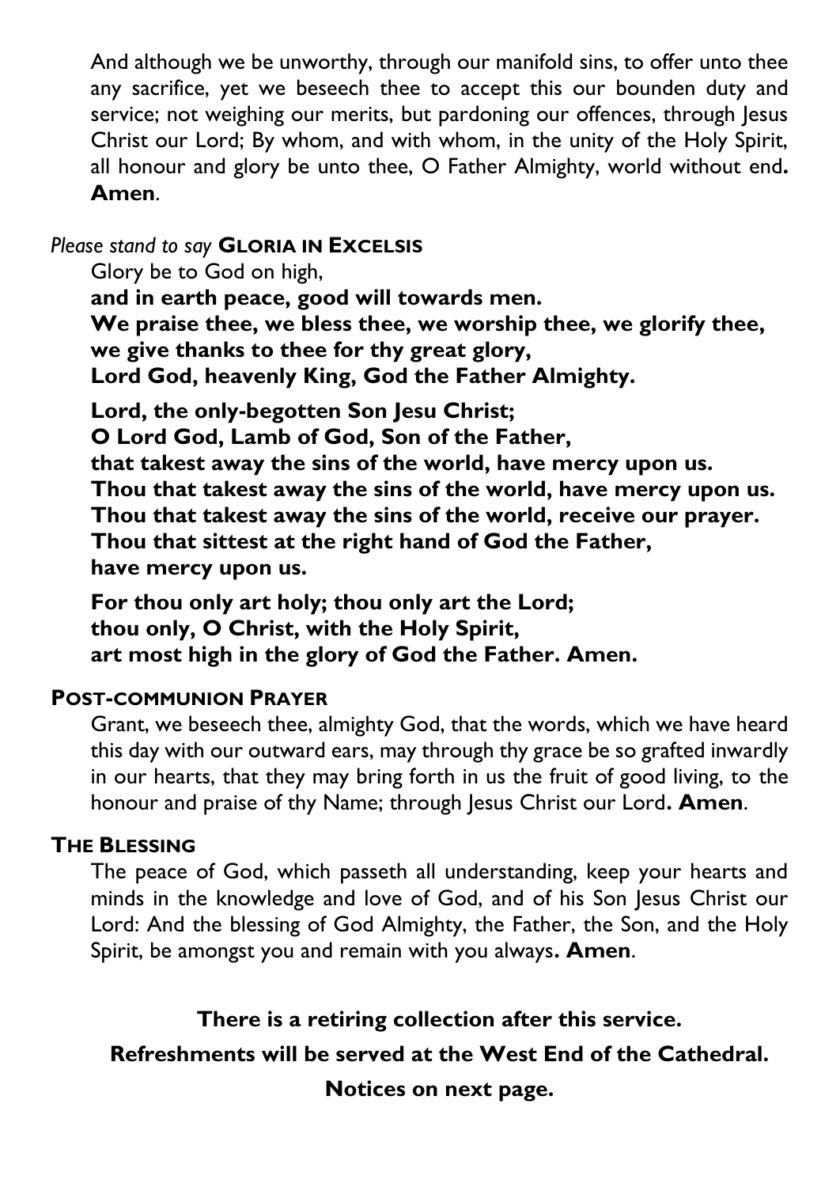And although we be unworthy, through our manifold sins, to offer unto thee any sacrifice, yet we beseech thee to accept this our bounden duty and service; not weighing our merits, but pardoning our offences, through Jesus Christ our Lord; By whom, and with whom, in the unity of the Holy Spirit, all honour and glory be unto thee, O Father Almighty, world without end**.** **Amen**.

*Please stand to say* **GLORIA IN EXCELSIS**

Glory be to God on high,
**and in earth peace, good will towards men.**
**We praise thee, we bless thee, we worship thee, we glorify thee,**
**we give thanks to thee for thy great glory,**
**Lord God, heavenly King, God the Father Almighty.**

**Lord, the only-begotten Son Jesu Christ;**
**O Lord God, Lamb of God, Son of the Father,**
**that takest away the sins of the world, have mercy upon us.**
**Thou that takest away the sins of the world, have mercy upon us.**
**Thou that takest away the sins of the world, receive our prayer.**
**Thou that sittest at the right hand of God the Father,**
**have mercy upon us.**

**For thou only art holy; thou only art the Lord;**
**thou only, O Christ, with the Holy Spirit,**
**art most high in the glory of God the Father. Amen.**

**POST-COMMUNION PRAYER**

Grant, we beseech thee, almighty God, that the words, which we have heard this day with our outward ears, may through thy grace be so grafted inwardly in our hearts, that they may bring forth in us the fruit of good living, to the honour and praise of thy Name; through Jesus Christ our Lord**.** **Amen**.

**THE BLESSING**

The peace of God, which passeth all understanding, keep your hearts and minds in the knowledge and love of God, and of his Son Jesus Christ our Lord: And the blessing of God Almighty, the Father, the Son, and the Holy Spirit, be amongst you and remain with you always**.** **Amen**.

**There is a retiring collection after this service.**

**Refreshments will be served at the West End of the Cathedral.**

**Notices on next page.**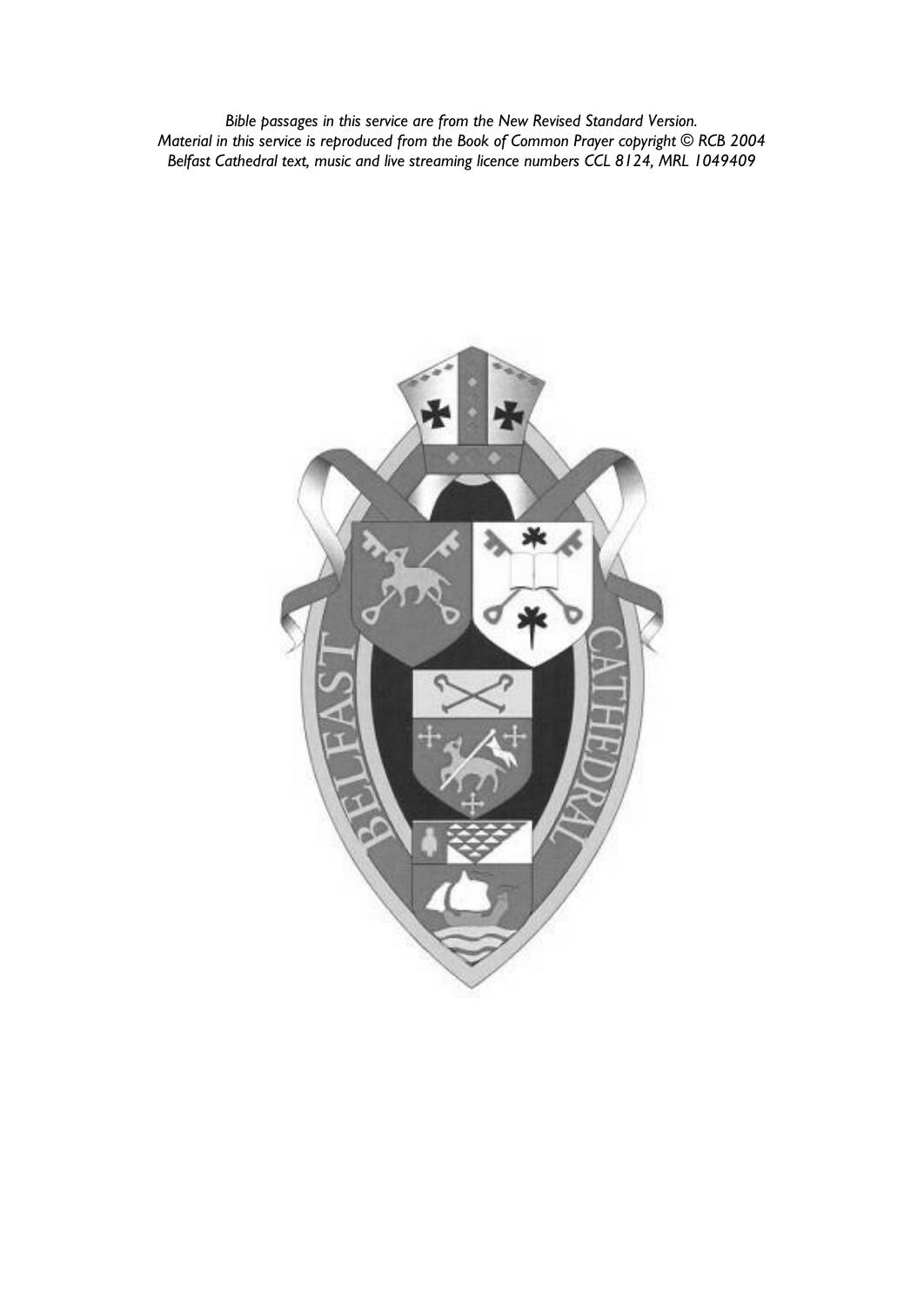*Bible passages in this service are from the New Revised Standard Version.*
*Material in this service is reproduced from the Book of Common Prayer copyright © RCB 2004*
*Belfast Cathedral text, music and live streaming licence numbers CCL 8124, MRL 1049409*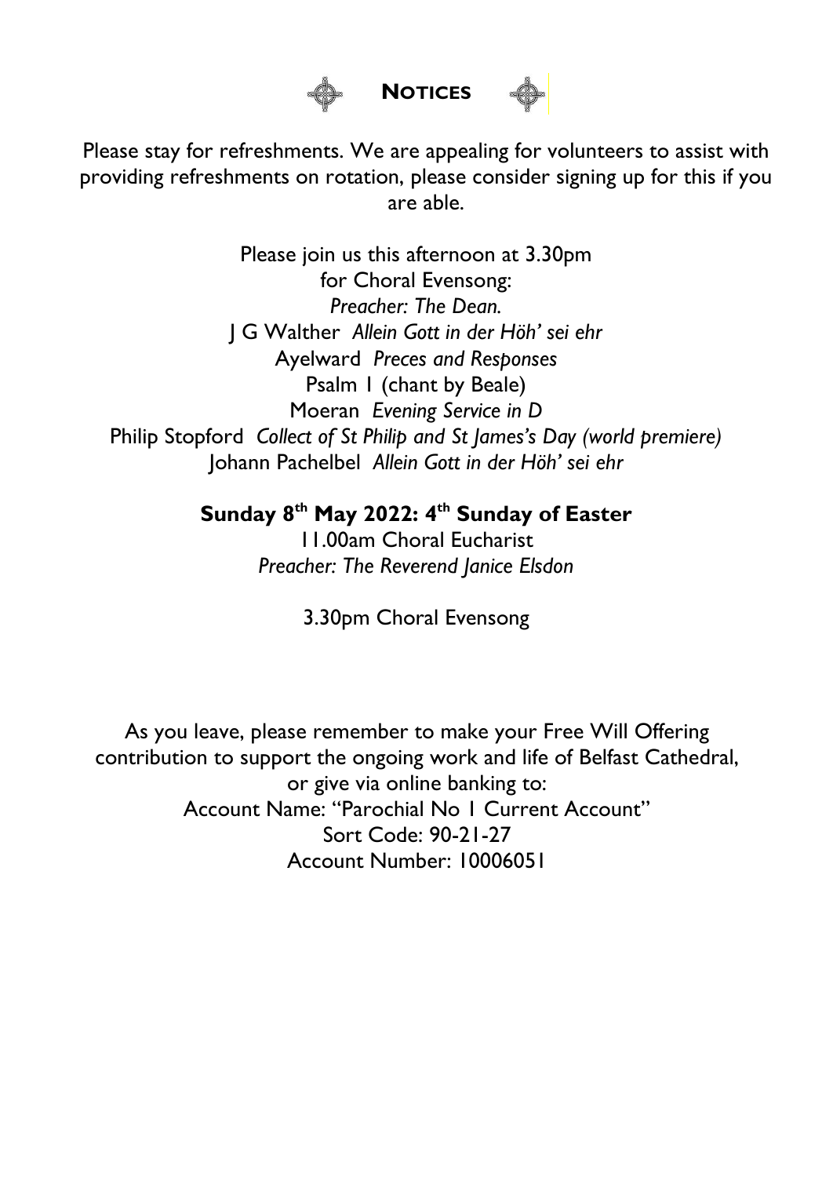## NOTICES

Please stay for refreshments. We are appealing for volunteers to assist with providing refreshments on rotation, please consider signing up for this if you are able.

Please join us this afternoon at 3.30pm
for Choral Evensong:
*Preacher: The Dean.*
J G Walther *Allein Gott in der Höh' sei ehr*
Ayelward *Preces and Responses*
Psalm 1 (chant by Beale)
Moeran *Evening Service in D*
Philip Stopford *Collect of St Philip and St James's Day (world premiere)*
Johann Pachelbel *Allein Gott in der Höh' sei ehr*

**Sunday 8th May 2022: 4th Sunday of Easter**

11.00am Choral Eucharist
*Preacher: The Reverend Janice Elsdon*

3.30pm Choral Evensong

As you leave, please remember to make your Free Will Offering contribution to support the ongoing work and life of Belfast Cathedral, or give via online banking to:
Account Name: "Parochial No 1 Current Account"
Sort Code: 90-21-27
Account Number: 10006051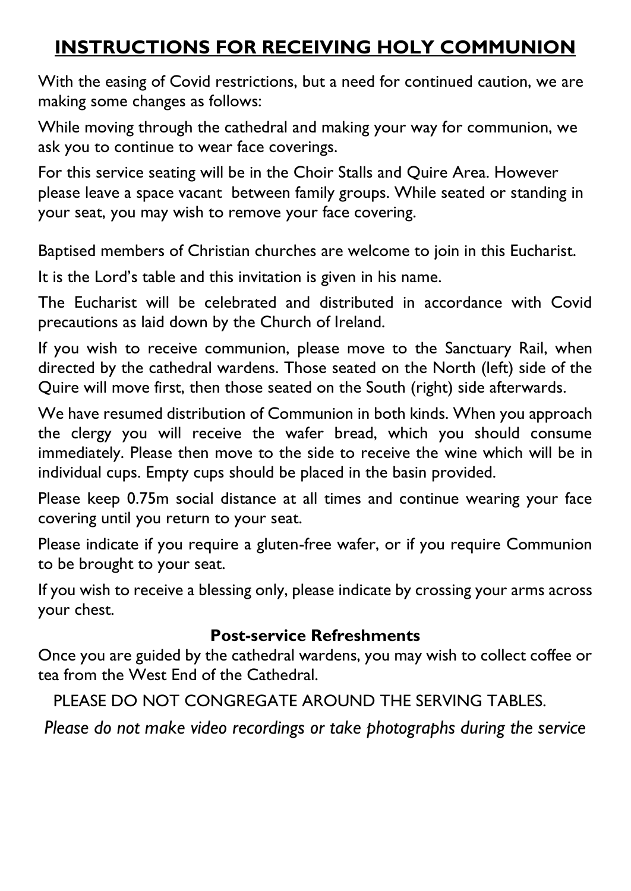# INSTRUCTIONS FOR RECEIVING HOLY COMMUNION

With the easing of Covid restrictions, but a need for continued caution, we are making some changes as follows:

While moving through the cathedral and making your way for communion, we ask you to continue to wear face coverings.

For this service seating will be in the Choir Stalls and Quire Area. However please leave a space vacant between family groups. While seated or standing in your seat, you may wish to remove your face covering.

Baptised members of Christian churches are welcome to join in this Eucharist.

It is the Lord's table and this invitation is given in his name.

The Eucharist will be celebrated and distributed in accordance with Covid precautions as laid down by the Church of Ireland.

If you wish to receive communion, please move to the Sanctuary Rail, when directed by the cathedral wardens. Those seated on the North (left) side of the Quire will move first, then those seated on the South (right) side afterwards.

We have resumed distribution of Communion in both kinds. When you approach the clergy you will receive the wafer bread, which you should consume immediately. Please then move to the side to receive the wine which will be in individual cups. Empty cups should be placed in the basin provided.

Please keep 0.75m social distance at all times and continue wearing your face covering until you return to your seat.

Please indicate if you require a gluten-free wafer, or if you require Communion to be brought to your seat.

If you wish to receive a blessing only, please indicate by crossing your arms across your chest.

**Post-service Refreshments**

Once you are guided by the cathedral wardens, you may wish to collect coffee or tea from the West End of the Cathedral.

PLEASE DO NOT CONGREGATE AROUND THE SERVING TABLES.

*Please do not make video recordings or take photographs during the service*